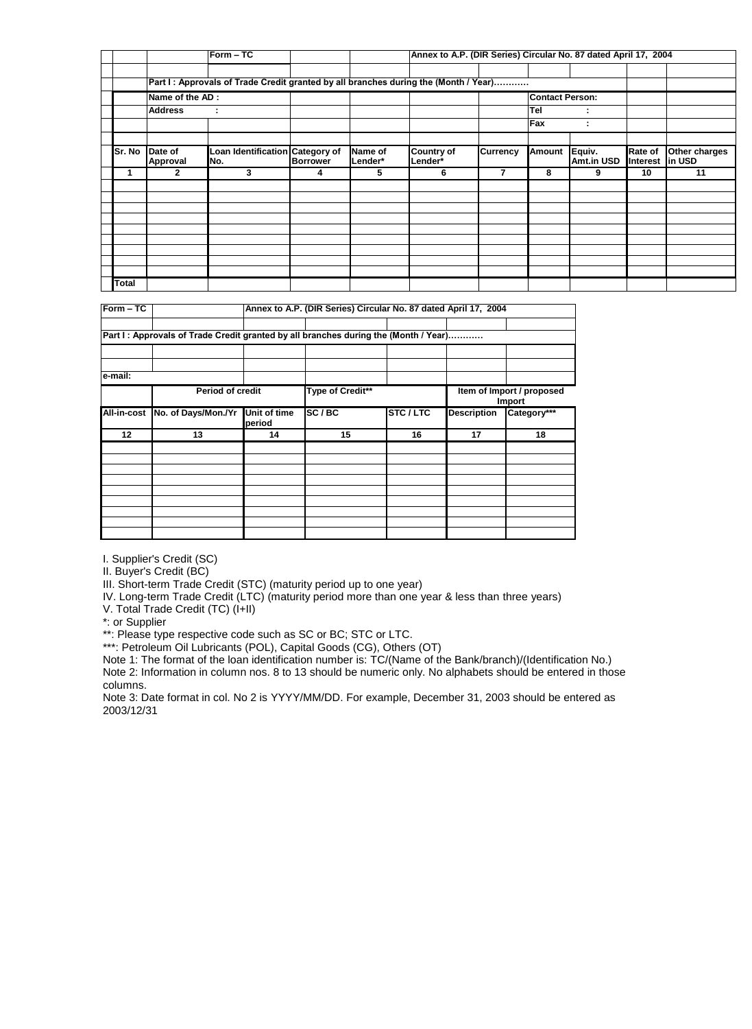Form – TC

Annex to A.P. (DIR Series) Circular No. 87 dated April 17, 2004

**Part I : Approvals of Trade Credit granted by all branches during the (Month / Year)…………**

Name of the AD :

Address :

Contact Person:

Tel :

Fax :

| Sr. No | Date of Approval | Loan Identification No. | Category of Borrower | Name of Lender* | Country of Lender* | Currency | Amount | Equiv. Amt.in USD | Rate of Interest | Other charges in USD |
|---|---|---|---|---|---|---|---|---|---|---|
| 1 | 2 | 3 | 4 | 5 | 6 | 7 | 8 | 9 | 10 | 11 |
| | | | | | | | | | | |
| | | | | | | | | | | |
| | | | | | | | | | | |
| | | | | | | | | | | |
| | | | | | | | | | | |
| | | | | | | | | | | |
| | | | | | | | | | | |
| | | | | | | | | | | |
| | | | | | | | | | | |
| Total | | | | | | | | | | |

Form – TC

Annex to A.P. (DIR Series) Circular No. 87 dated April 17, 2004

**Part I : Approvals of Trade Credit granted by all branches during the (Month / Year)…………**

e-mail:

| | Period of credit | | Type of Credit** | | Item of Import / proposed Import | |
|---|---|---|---|---|---|---|
| All-in-cost | No. of Days/Mon./Yr | Unit of time period | SC / BC | STC / LTC | Description | Category*** |
| 12 | 13 | 14 | 15 | 16 | 17 | 18 |
| | | | | | | |
| | | | | | | |
| | | | | | | |
| | | | | | | |
| | | | | | | |
| | | | | | | |
| | | | | | | |
| | | | | | | |
| | | | | | | |

I. Supplier's Credit (SC)

II. Buyer's Credit (BC)

III. Short-term Trade Credit (STC) (maturity period up to one year)

IV. Long-term Trade Credit (LTC) (maturity period more than one year & less than three years)

V. Total Trade Credit (TC) (I+II)

*: or Supplier

**: Please type respective code such as SC or BC; STC or LTC.

***: Petroleum Oil Lubricants (POL), Capital Goods (CG), Others (OT)

Note 1: The format of the loan identification number is: TC/(Name of the Bank/branch)/(Identification No.)

Note 2: Information in column nos. 8 to 13 should be numeric only. No alphabets should be entered in those columns.

Note 3: Date format in col. No 2 is YYYY/MM/DD. For example, December 31, 2003 should be entered as 2003/12/31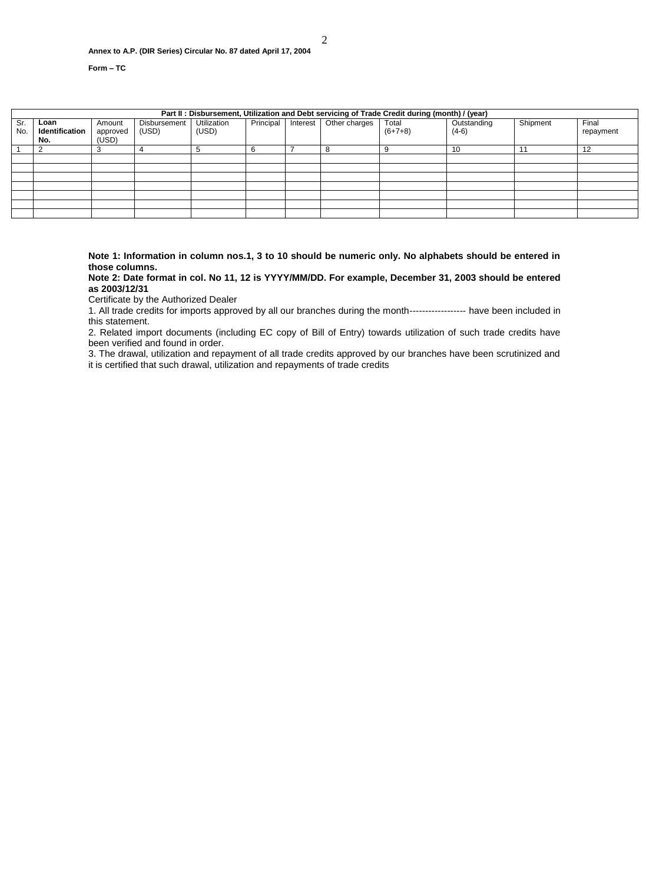**Annex to A.P. (DIR Series) Circular No. 87 dated April 17, 2004**

**Form – TC**

| **Part II : Disbursement, Utilization and Debt servicing of Trade Credit during (month) / (year)** | | | | | | | | | | | |
|---|---|---|---|---|---|---|---|---|---|---|---|
| Sr. No. | **Loan Identification No.** | Amount approved (USD) | Disbursement (USD) | Utilization (USD) | Principal | Interest | Other charges | Total (6+7+8) | Outstanding (4-6) | Shipment | Final repayment |
| 1 | 2 | 3 | 4 | 5 | 6 | 7 | 8 | 9 | 10 | 11 | 12 |
| | | | | | | | | | | | |
| | | | | | | | | | | | |
| | | | | | | | | | | | |
| | | | | | | | | | | | |
| | | | | | | | | | | | |
| | | | | | | | | | | | |
| | | | | | | | | | | | |

**Note 1: Information in column nos.1, 3 to 10 should be numeric only. No alphabets should be entered in those columns.**

**Note 2: Date format in col. No 11, 12 is YYYY/MM/DD. For example, December 31, 2003 should be entered as 2003/12/31**

Certificate by the Authorized Dealer

1. All trade credits for imports approved by all our branches during the month------------------ have been included in this statement.
2. Related import documents (including EC copy of Bill of Entry) towards utilization of such trade credits have been verified and found in order.
3. The drawal, utilization and repayment of all trade credits approved by our branches have been scrutinized and it is certified that such drawal, utilization and repayments of trade credits